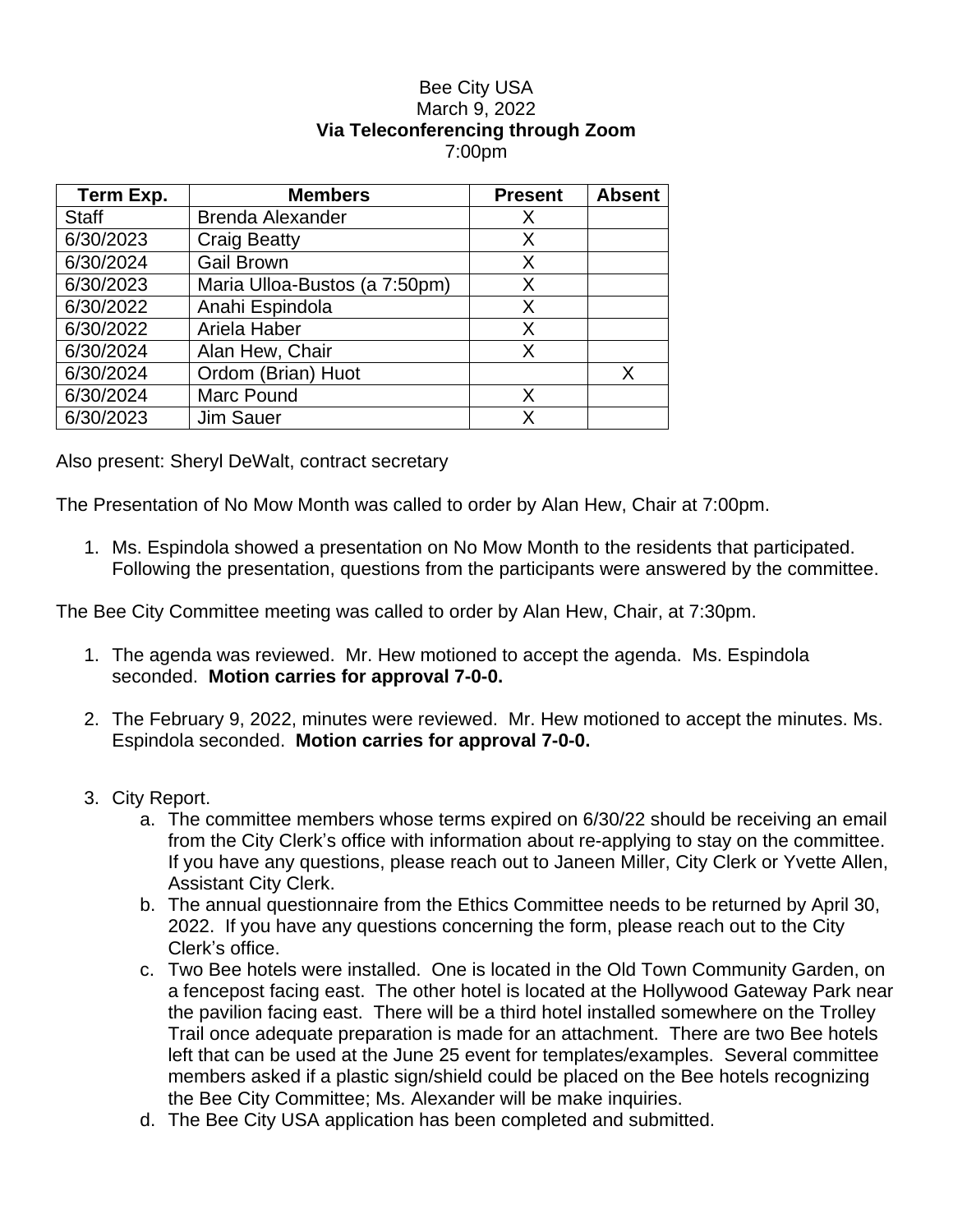Bee City USA
March 9, 2022
**Via Teleconferencing through Zoom**
7:00pm

| Term Exp. | Members | Present | Absent |
|---|---|---|---|
| Staff | Brenda Alexander | X | |
| 6/30/2023 | Craig Beatty | X | |
| 6/30/2024 | Gail Brown | X | |
| 6/30/2023 | Maria Ulloa-Bustos (a 7:50pm) | X | |
| 6/30/2022 | Anahi Espindola | X | |
| 6/30/2022 | Ariela Haber | X | |
| 6/30/2024 | Alan Hew, Chair | X | |
| 6/30/2024 | Ordom (Brian) Huot | | X |
| 6/30/2024 | Marc Pound | X | |
| 6/30/2023 | Jim Sauer | X | |

Also present: Sheryl DeWalt, contract secretary

The Presentation of No Mow Month was called to order by Alan Hew, Chair at 7:00pm.

1. Ms. Espindola showed a presentation on No Mow Month to the residents that participated. Following the presentation, questions from the participants were answered by the committee.

The Bee City Committee meeting was called to order by Alan Hew, Chair, at 7:30pm.

1. The agenda was reviewed. Mr. Hew motioned to accept the agenda. Ms. Espindola seconded. **Motion carries for approval 7-0-0.**

2. The February 9, 2022, minutes were reviewed. Mr. Hew motioned to accept the minutes. Ms. Espindola seconded. **Motion carries for approval 7-0-0.**

3. City Report.
   a. The committee members whose terms expired on 6/30/22 should be receiving an email from the City Clerk's office with information about re-applying to stay on the committee. If you have any questions, please reach out to Janeen Miller, City Clerk or Yvette Allen, Assistant City Clerk.
   b. The annual questionnaire from the Ethics Committee needs to be returned by April 30, 2022. If you have any questions concerning the form, please reach out to the City Clerk's office.
   c. Two Bee hotels were installed. One is located in the Old Town Community Garden, on a fencepost facing east. The other hotel is located at the Hollywood Gateway Park near the pavilion facing east. There will be a third hotel installed somewhere on the Trolley Trail once adequate preparation is made for an attachment. There are two Bee hotels left that can be used at the June 25 event for templates/examples. Several committee members asked if a plastic sign/shield could be placed on the Bee hotels recognizing the Bee City Committee; Ms. Alexander will be make inquiries.
   d. The Bee City USA application has been completed and submitted.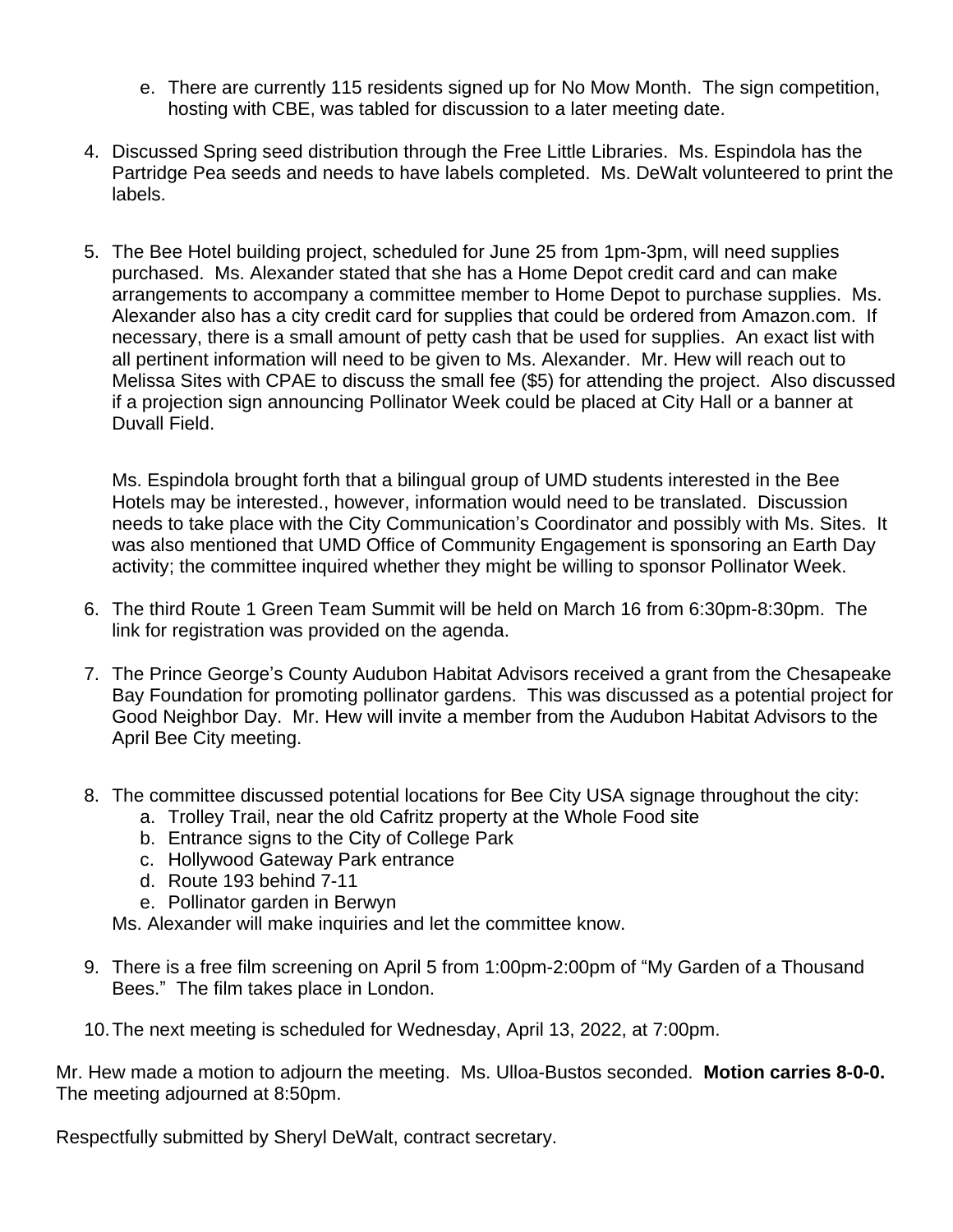e. There are currently 115 residents signed up for No Mow Month. The sign competition, hosting with CBE, was tabled for discussion to a later meeting date.

4. Discussed Spring seed distribution through the Free Little Libraries. Ms. Espindola has the Partridge Pea seeds and needs to have labels completed. Ms. DeWalt volunteered to print the labels.

5. The Bee Hotel building project, scheduled for June 25 from 1pm-3pm, will need supplies purchased. Ms. Alexander stated that she has a Home Depot credit card and can make arrangements to accompany a committee member to Home Depot to purchase supplies. Ms. Alexander also has a city credit card for supplies that could be ordered from Amazon.com. If necessary, there is a small amount of petty cash that be used for supplies. An exact list with all pertinent information will need to be given to Ms. Alexander. Mr. Hew will reach out to Melissa Sites with CPAE to discuss the small fee ($5) for attending the project. Also discussed if a projection sign announcing Pollinator Week could be placed at City Hall or a banner at Duvall Field.

   Ms. Espindola brought forth that a bilingual group of UMD students interested in the Bee Hotels may be interested., however, information would need to be translated. Discussion needs to take place with the City Communication's Coordinator and possibly with Ms. Sites. It was also mentioned that UMD Office of Community Engagement is sponsoring an Earth Day activity; the committee inquired whether they might be willing to sponsor Pollinator Week.

6. The third Route 1 Green Team Summit will be held on March 16 from 6:30pm-8:30pm. The link for registration was provided on the agenda.

7. The Prince George's County Audubon Habitat Advisors received a grant from the Chesapeake Bay Foundation for promoting pollinator gardens. This was discussed as a potential project for Good Neighbor Day. Mr. Hew will invite a member from the Audubon Habitat Advisors to the April Bee City meeting.

8. The committee discussed potential locations for Bee City USA signage throughout the city:
   a. Trolley Trail, near the old Cafritz property at the Whole Food site
   b. Entrance signs to the City of College Park
   c. Hollywood Gateway Park entrance
   d. Route 193 behind 7-11
   e. Pollinator garden in Berwyn

   Ms. Alexander will make inquiries and let the committee know.

9. There is a free film screening on April 5 from 1:00pm-2:00pm of "My Garden of a Thousand Bees." The film takes place in London.

10. The next meeting is scheduled for Wednesday, April 13, 2022, at 7:00pm.

Mr. Hew made a motion to adjourn the meeting. Ms. Ulloa-Bustos seconded. **Motion carries 8-0-0.** The meeting adjourned at 8:50pm.

Respectfully submitted by Sheryl DeWalt, contract secretary.